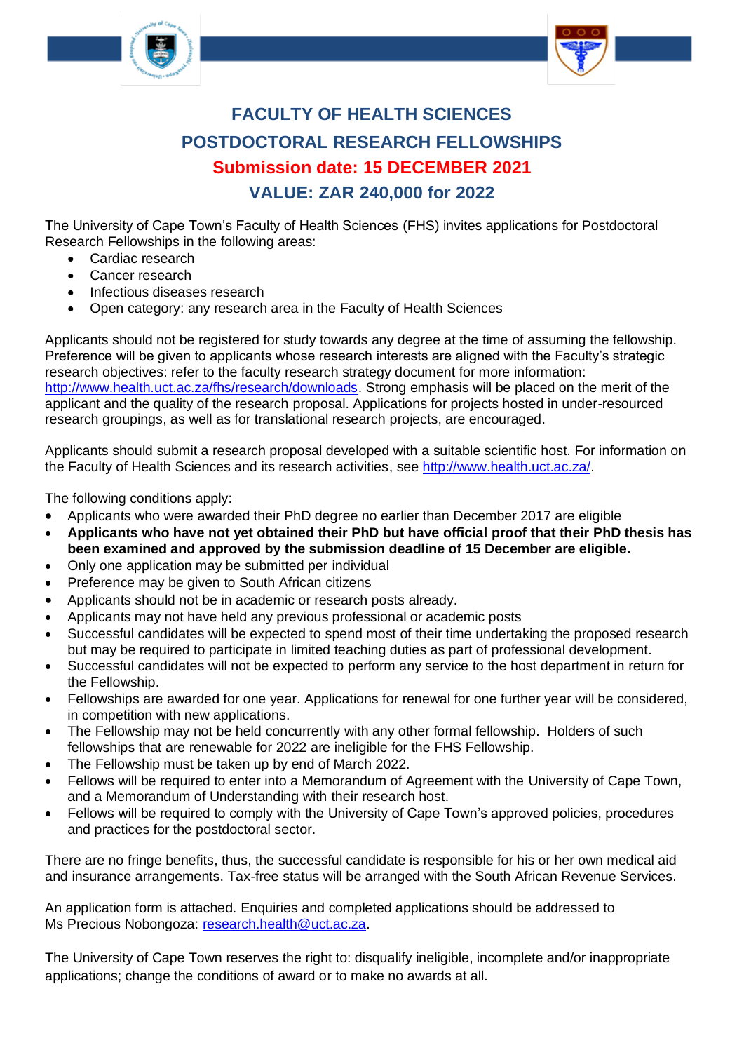# FACULTY OF HEALTH SCIENCES

# POSTDOCTORAL RESEARCH FELLOWSHIPS

## Submission date: 15 DECEMBER 2021

## VALUE: ZAR 240,000 for 2022

The University of Cape Town's Faculty of Health Sciences (FHS) invites applications for Postdoctoral Research Fellowships in the following areas:

- Cardiac research
- Cancer research
- Infectious diseases research
- Open category: any research area in the Faculty of Health Sciences

Applicants should not be registered for study towards any degree at the time of assuming the fellowship. Preference will be given to applicants whose research interests are aligned with the Faculty's strategic research objectives: refer to the faculty research strategy document for more information: http://www.health.uct.ac.za/fhs/research/downloads. Strong emphasis will be placed on the merit of the applicant and the quality of the research proposal. Applications for projects hosted in under-resourced research groupings, as well as for translational research projects, are encouraged.

Applicants should submit a research proposal developed with a suitable scientific host. For information on the Faculty of Health Sciences and its research activities, see http://www.health.uct.ac.za/.

The following conditions apply:

- Applicants who were awarded their PhD degree no earlier than December 2017 are eligible
- **Applicants who have not yet obtained their PhD but have official proof that their PhD thesis has been examined and approved by the submission deadline of 15 December are eligible.**
- Only one application may be submitted per individual
- Preference may be given to South African citizens
- Applicants should not be in academic or research posts already.
- Applicants may not have held any previous professional or academic posts
- Successful candidates will be expected to spend most of their time undertaking the proposed research but may be required to participate in limited teaching duties as part of professional development.
- Successful candidates will not be expected to perform any service to the host department in return for the Fellowship.
- Fellowships are awarded for one year. Applications for renewal for one further year will be considered, in competition with new applications.
- The Fellowship may not be held concurrently with any other formal fellowship. Holders of such fellowships that are renewable for 2022 are ineligible for the FHS Fellowship.
- The Fellowship must be taken up by end of March 2022.
- Fellows will be required to enter into a Memorandum of Agreement with the University of Cape Town, and a Memorandum of Understanding with their research host.
- Fellows will be required to comply with the University of Cape Town's approved policies, procedures and practices for the postdoctoral sector.

There are no fringe benefits, thus, the successful candidate is responsible for his or her own medical aid and insurance arrangements. Tax-free status will be arranged with the South African Revenue Services.

An application form is attached. Enquiries and completed applications should be addressed to Ms Precious Nobongoza: research.health@uct.ac.za.

The University of Cape Town reserves the right to: disqualify ineligible, incomplete and/or inappropriate applications; change the conditions of award or to make no awards at all.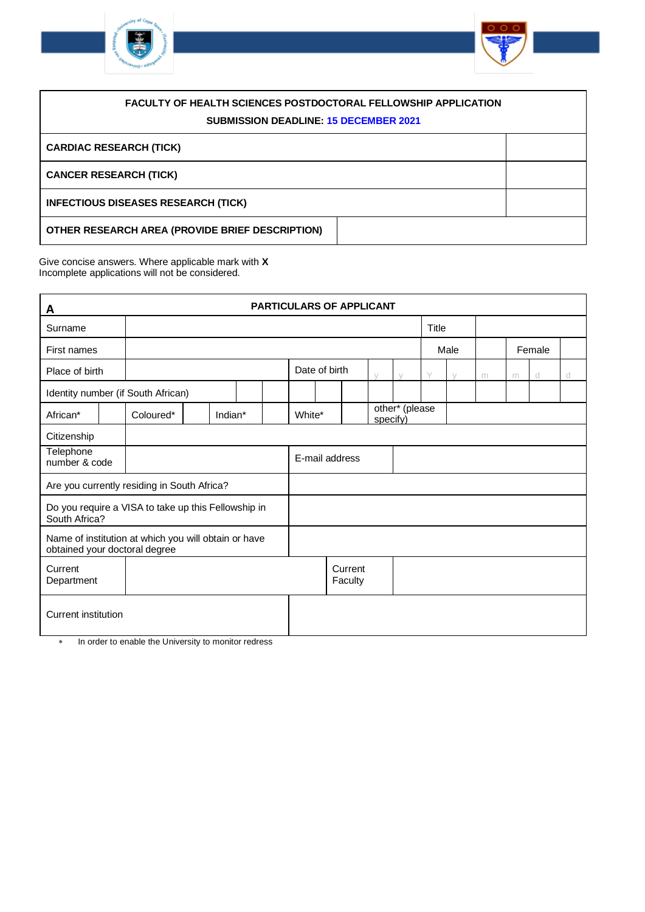| FACULTY OF HEALTH SCIENCES POSTDOCTORAL FELLOWSHIP APPLICATION<br>SUBMISSION DEADLINE: 15 DECEMBER 2021 | |
|---|---|
| **CARDIAC RESEARCH (TICK)** | |
| **CANCER RESEARCH (TICK)** | |
| **INFECTIOUS DISEASES RESEARCH (TICK)** | |
| **OTHER RESEARCH AREA (PROVIDE BRIEF DESCRIPTION)** | |

Give concise answers. Where applicable mark with **X**
Incomplete applications will not be considered.

| **A** | | | | | **PARTICULARS OF APPLICANT** | | | | | | | | | | | |
|---|---|---|---|---|---|---|---|---|---|---|---|---|---|---|---|---|
| Surname | | | | | | | | | | Title | | | | | | |
| First names | | | | | | | | | | Male | | | Female | | | |
| Place of birth | | | | | Date of birth | | | y | y | Y | y | m | m | d | d | |
| Identity number (if South African) | | | | | | | | | | | | | | | | |
| African* | | Coloured* | | Indian* | | White* | | other* (please specify) | | | | | | | | |
| Citizenship | | | | | | | | | | | | | | | | |
| Telephone number & code | | | | | E-mail address | | | | | | | | | | | |
| Are you currently residing in South Africa? | | | | | | | | | | | | | | | | |
| Do you require a VISA to take up this Fellowship in South Africa? | | | | | | | | | | | | | | | | |
| Name of institution at which you will obtain or have obtained your doctoral degree | | | | | | | | | | | | | | | | |
| Current Department | | | | | | Current Faculty | | | | | | | | | | |
| Current institution | | | | | | | | | | | | | | | | |

* In order to enable the University to monitor redress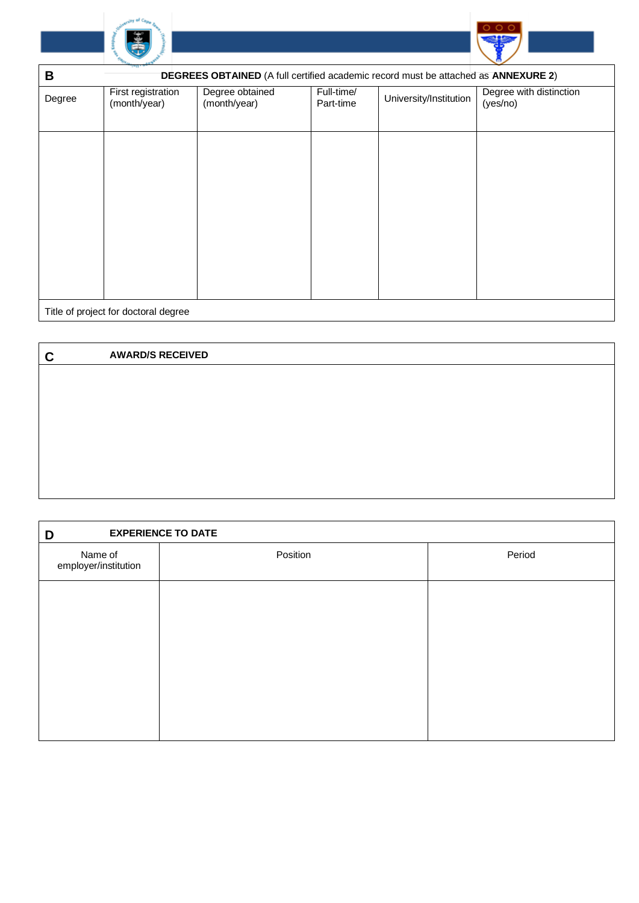## B DEGREES OBTAINED (A full certified academic record must be attached as **ANNEXURE 2**)

| Degree | First registration (month/year) | Degree obtained (month/year) | Full-time/ Part-time | University/Institution | Degree with distinction (yes/no) |
|---|---|---|---|---|---|
| | | | | | |
| Title of project for doctoral degree | | | | | |

## C AWARD/S RECEIVED

## D EXPERIENCE TO DATE

| Name of employer/institution | Position | Period |
|---|---|---|
| | | |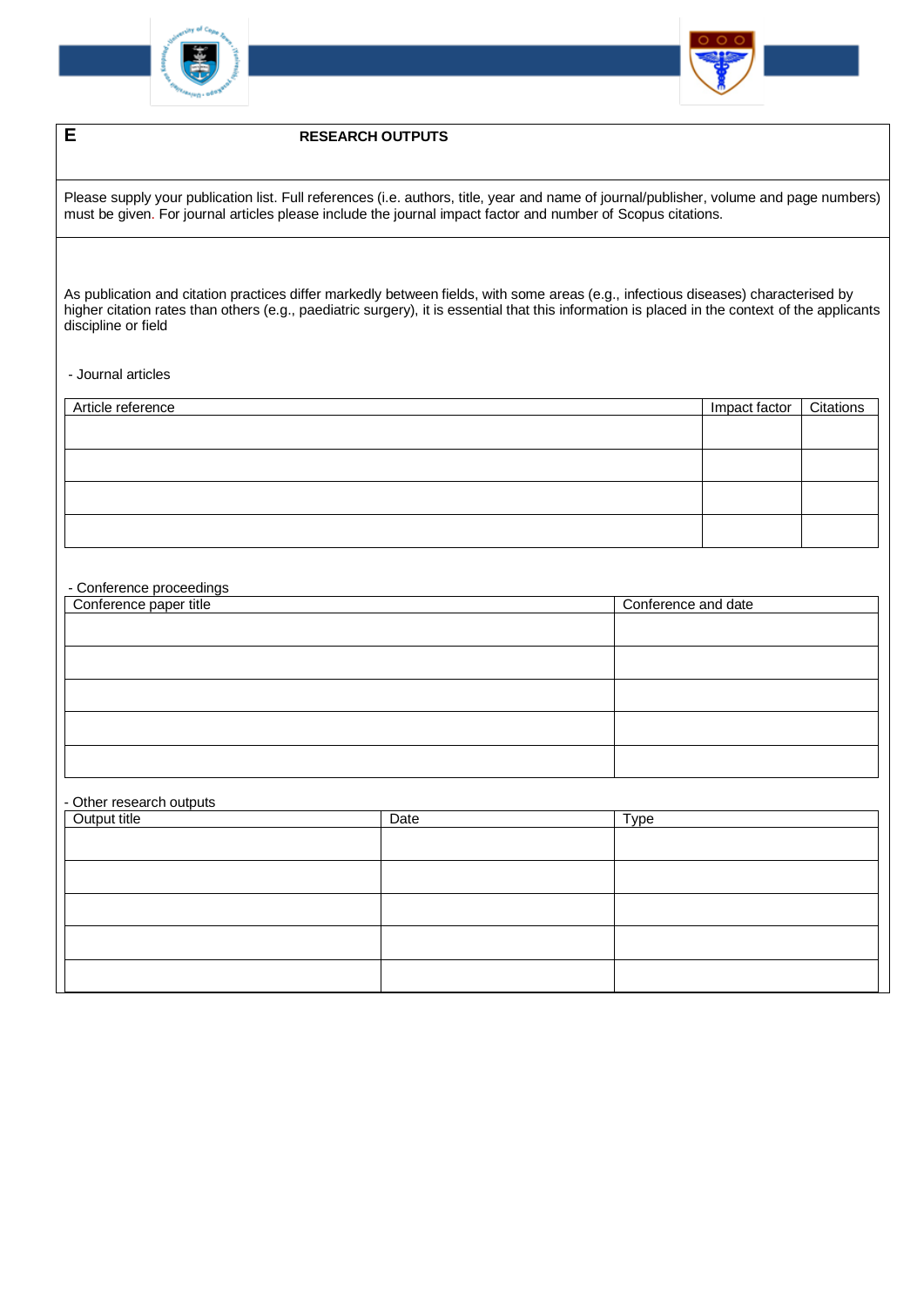## E RESEARCH OUTPUTS

Please supply your publication list. Full references (i.e. authors, title, year and name of journal/publisher, volume and page numbers) must be given. For journal articles please include the journal impact factor and number of Scopus citations.

As publication and citation practices differ markedly between fields, with some areas (e.g., infectious diseases) characterised by higher citation rates than others (e.g., paediatric surgery), it is essential that this information is placed in the context of the applicants discipline or field

- Journal articles

| Article reference | Impact factor | Citations |
|---|---|---|
| | | |
| | | |
| | | |
| | | |

- Conference proceedings

| Conference paper title | Conference and date |
|---|---|
| | |
| | |
| | |
| | |
| | |

- Other research outputs

| Output title | Date | Type |
|---|---|---|
| | | |
| | | |
| | | |
| | | |
| | | |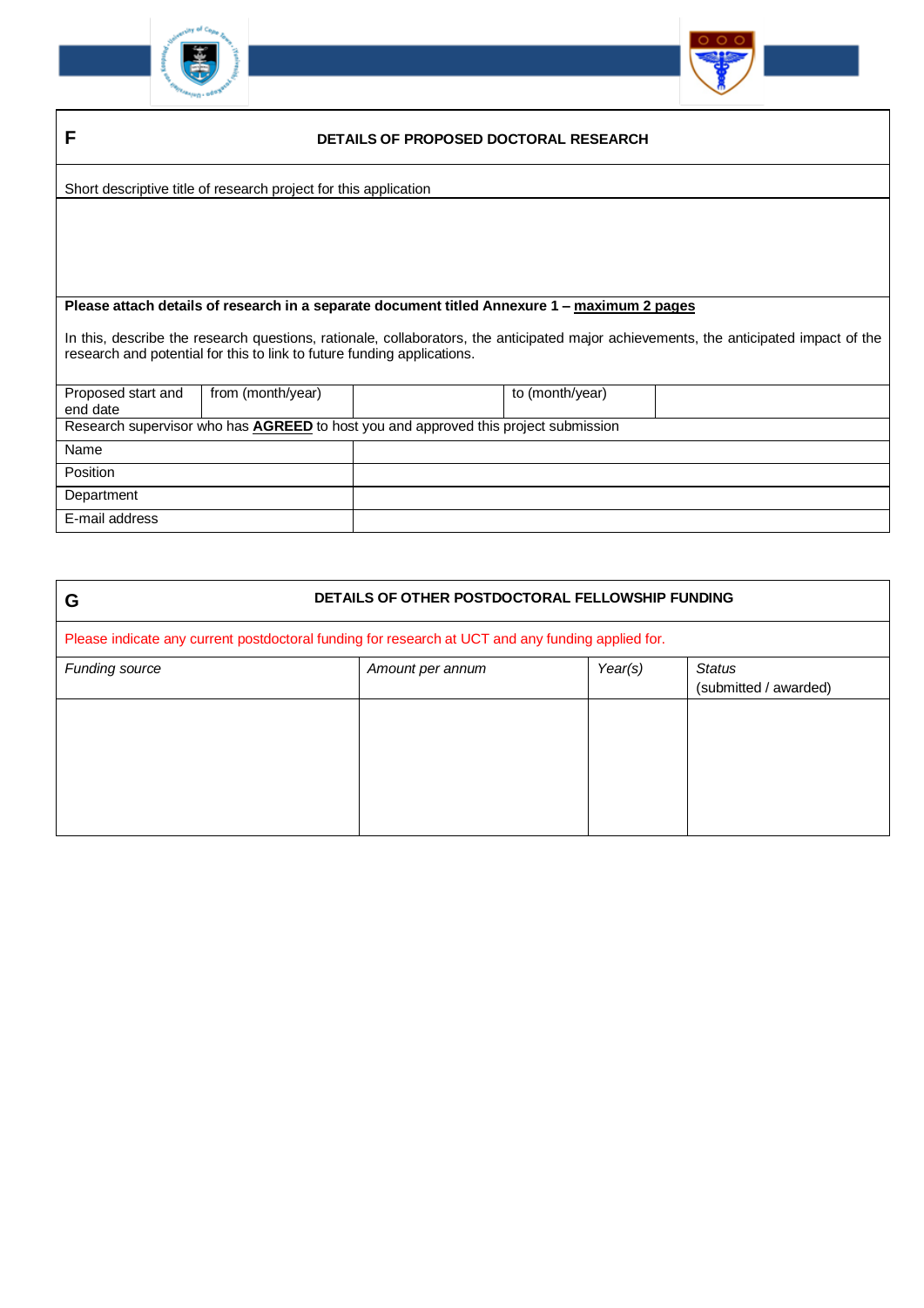## F DETAILS OF PROPOSED DOCTORAL RESEARCH

Short descriptive title of research project for this application

**Please attach details of research in a separate document titled Annexure 1 – maximum 2 pages**

In this, describe the research questions, rationale, collaborators, the anticipated major achievements, the anticipated impact of the research and potential for this to link to future funding applications.

| Proposed start and end date | from (month/year) | | to (month/year) | |
|---|---|---|---|---|

Research supervisor who has **AGREED** to host you and approved this project submission

| Name | |
|---|---|
| Position | |
| Department | |
| E-mail address | |

## G DETAILS OF OTHER POSTDOCTORAL FELLOWSHIP FUNDING

Please indicate any current postdoctoral funding for research at UCT and any funding applied for.

| *Funding source* | *Amount per annum* | *Year(s)* | *Status* (submitted / awarded) |
|---|---|---|---|
| | | | |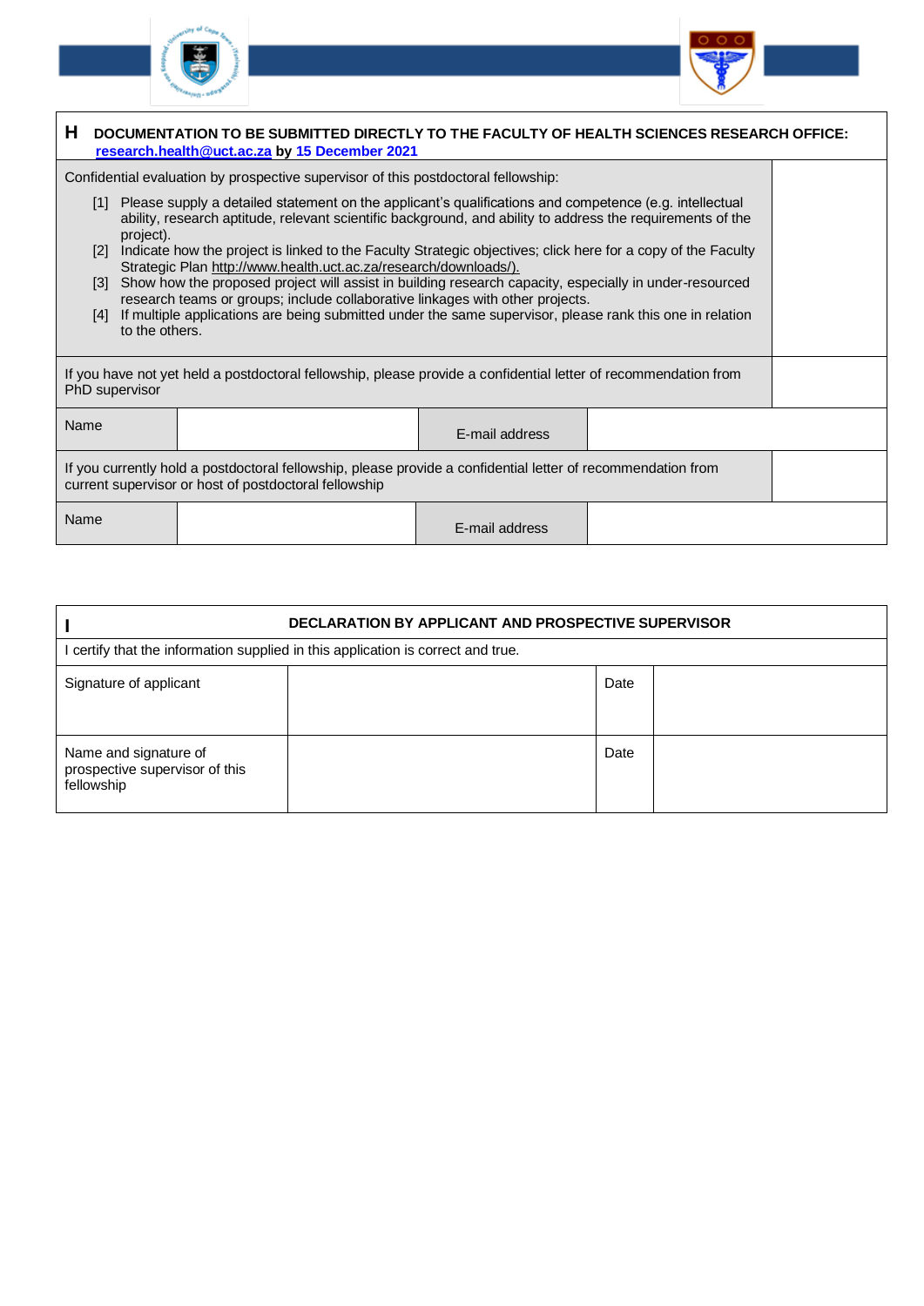## H DOCUMENTATION TO BE SUBMITTED DIRECTLY TO THE FACULTY OF HEALTH SCIENCES RESEARCH OFFICE: research.health@uct.ac.za by 15 December 2021

| | | | |
|---|---|---|---|
| Confidential evaluation by prospective supervisor of this postdoctoral fellowship:<br><br>[1] Please supply a detailed statement on the applicant's qualifications and competence (e.g. intellectual ability, research aptitude, relevant scientific background, and ability to address the requirements of the project).<br>[2] Indicate how the project is linked to the Faculty Strategic objectives; click here for a copy of the Faculty Strategic Plan http://www.health.uct.ac.za/research/downloads/).<br>[3] Show how the proposed project will assist in building research capacity, especially in under-resourced research teams or groups; include collaborative linkages with other projects.<br>[4] If multiple applications are being submitted under the same supervisor, please rank this one in relation to the others. | | | |
| If you have not yet held a postdoctoral fellowship, please provide a confidential letter of recommendation from PhD supervisor | | | |
| Name | | E-mail address | |
| If you currently hold a postdoctoral fellowship, please provide a confidential letter of recommendation from current supervisor or host of postdoctoral fellowship | | | |
| Name | | E-mail address | |

## I DECLARATION BY APPLICANT AND PROSPECTIVE SUPERVISOR

| | | | |
|---|---|---|---|
| I certify that the information supplied in this application is correct and true. | | | |
| Signature of applicant | | Date | |
| Name and signature of prospective supervisor of this fellowship | | Date | |